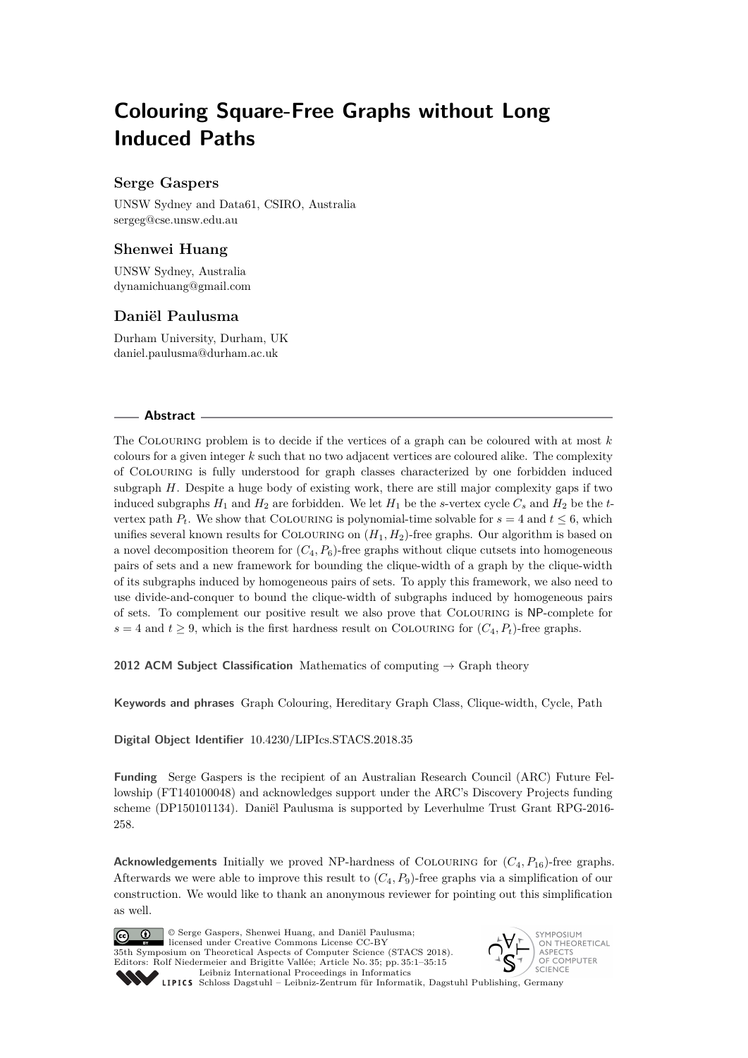# Colouring Square-Free Graphs without Long Induced Paths

## Serge Gaspers

UNSW Sydney and Data61, CSIRO, Australia
sergeg@cse.unsw.edu.au

## Shenwei Huang

UNSW Sydney, Australia
dynamichuang@gmail.com

## Daniël Paulusma

Durham University, Durham, UK
daniel.paulusma@durham.ac.uk

---

**Abstract**

The Colouring problem is to decide if the vertices of a graph can be coloured with at most $k$ colours for a given integer $k$ such that no two adjacent vertices are coloured alike. The complexity of Colouring is fully understood for graph classes characterized by one forbidden induced subgraph $H$. Despite a huge body of existing work, there are still major complexity gaps if two induced subgraphs $H_1$ and $H_2$ are forbidden. We let $H_1$ be the $s$-vertex cycle $C_s$ and $H_2$ be the $t$-vertex path $P_t$. We show that Colouring is polynomial-time solvable for $s = 4$ and $t \leq 6$, which unifies several known results for Colouring on $(H_1, H_2)$-free graphs. Our algorithm is based on a novel decomposition theorem for $(C_4, P_6)$-free graphs without clique cutsets into homogeneous pairs of sets and a new framework for bounding the clique-width of a graph by the clique-width of its subgraphs induced by homogeneous pairs of sets. To apply this framework, we also need to use divide-and-conquer to bound the clique-width of subgraphs induced by homogeneous pairs of sets. To complement our positive result we also prove that Colouring is NP-complete for $s = 4$ and $t \geq 9$, which is the first hardness result on Colouring for $(C_4, P_t)$-free graphs.

**2012 ACM Subject Classification** Mathematics of computing → Graph theory

**Keywords and phrases** Graph Colouring, Hereditary Graph Class, Clique-width, Cycle, Path

**Digital Object Identifier** 10.4230/LIPIcs.STACS.2018.35

**Funding** Serge Gaspers is the recipient of an Australian Research Council (ARC) Future Fellowship (FT140100048) and acknowledges support under the ARC's Discovery Projects funding scheme (DP150101134). Daniël Paulusma is supported by Leverhulme Trust Grant RPG-2016-258.

**Acknowledgements** Initially we proved NP-hardness of Colouring for $(C_4, P_{16})$-free graphs. Afterwards we were able to improve this result to $(C_4, P_9)$-free graphs via a simplification of our construction. We would like to thank an anonymous reviewer for pointing out this simplification as well.

© Serge Gaspers, Shenwei Huang, and Daniël Paulusma;
licensed under Creative Commons License CC-BY
35th Symposium on Theoretical Aspects of Computer Science (STACS 2018).
Editors: Rolf Niedermeier and Brigitte Vallée; Article No. 35; pp. 35:1–35:15
Leibniz International Proceedings in Informatics
LIPICS Schloss Dagstuhl – Leibniz-Zentrum für Informatik, Dagstuhl Publishing, Germany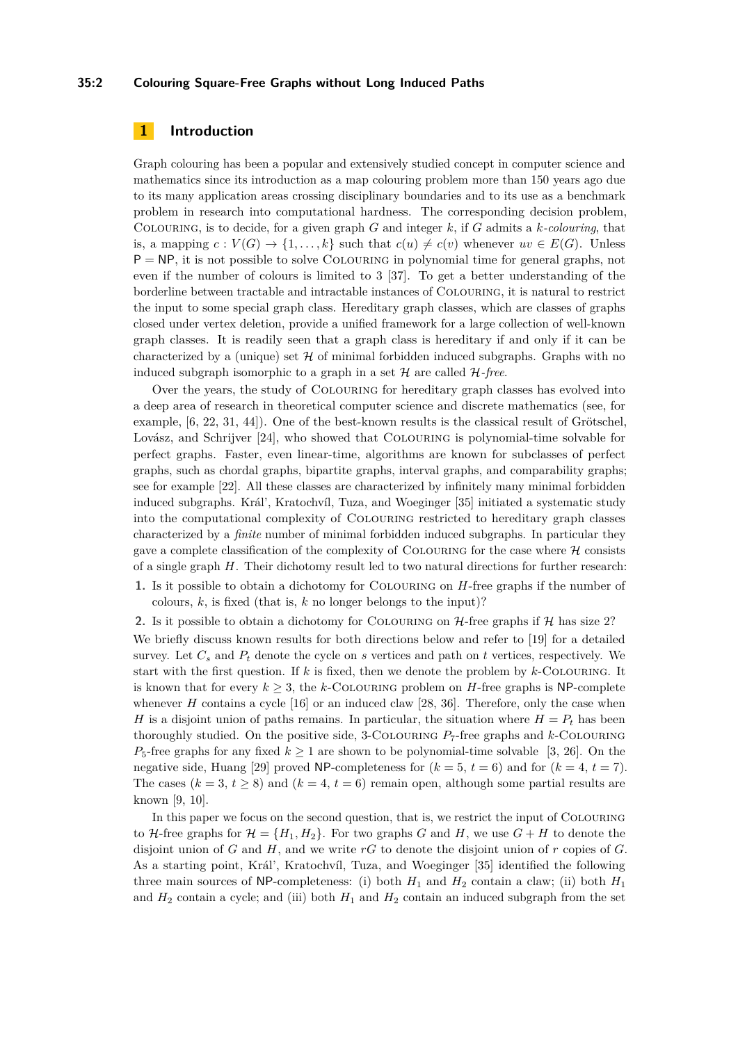## 1 Introduction

Graph colouring has been a popular and extensively studied concept in computer science and mathematics since its introduction as a map colouring problem more than 150 years ago due to its many application areas crossing disciplinary boundaries and to its use as a benchmark problem in research into computational hardness. The corresponding decision problem, Colouring, is to decide, for a given graph $G$ and integer $k$, if $G$ admits a *$k$-colouring*, that is, a mapping $c : V(G) \to \{1, \ldots, k\}$ such that $c(u) \neq c(v)$ whenever $uv \in E(G)$. Unless $\mathsf{P} = \mathsf{NP}$, it is not possible to solve Colouring in polynomial time for general graphs, not even if the number of colours is limited to 3 [37]. To get a better understanding of the borderline between tractable and intractable instances of Colouring, it is natural to restrict the input to some special graph class. Hereditary graph classes, which are classes of graphs closed under vertex deletion, provide a unified framework for a large collection of well-known graph classes. It is readily seen that a graph class is hereditary if and only if it can be characterized by a (unique) set $\mathcal{H}$ of minimal forbidden induced subgraphs. Graphs with no induced subgraph isomorphic to a graph in a set $\mathcal{H}$ are called *$\mathcal{H}$-free*.

Over the years, the study of Colouring for hereditary graph classes has evolved into a deep area of research in theoretical computer science and discrete mathematics (see, for example, [6, 22, 31, 44]). One of the best-known results is the classical result of Grötschel, Lovász, and Schrijver [24], who showed that Colouring is polynomial-time solvable for perfect graphs. Faster, even linear-time, algorithms are known for subclasses of perfect graphs, such as chordal graphs, bipartite graphs, interval graphs, and comparability graphs; see for example [22]. All these classes are characterized by infinitely many minimal forbidden induced subgraphs. Král', Kratochvíl, Tuza, and Woeginger [35] initiated a systematic study into the computational complexity of Colouring restricted to hereditary graph classes characterized by a *finite* number of minimal forbidden induced subgraphs. In particular they gave a complete classification of the complexity of Colouring for the case where $\mathcal{H}$ consists of a single graph $H$. Their dichotomy result led to two natural directions for further research:

1. Is it possible to obtain a dichotomy for Colouring on $H$-free graphs if the number of colours, $k$, is fixed (that is, $k$ no longer belongs to the input)?
2. Is it possible to obtain a dichotomy for Colouring on $\mathcal{H}$-free graphs if $\mathcal{H}$ has size 2?

We briefly discuss known results for both directions below and refer to [19] for a detailed survey. Let $C_s$ and $P_t$ denote the cycle on $s$ vertices and path on $t$ vertices, respectively. We start with the first question. If $k$ is fixed, then we denote the problem by $k$-Colouring. It is known that for every $k \geq 3$, the $k$-Colouring problem on $H$-free graphs is $\mathsf{NP}$-complete whenever $H$ contains a cycle [16] or an induced claw [28, 36]. Therefore, only the case when $H$ is a disjoint union of paths remains. In particular, the situation where $H = P_t$ has been thoroughly studied. On the positive side, 3-Colouring $P_7$-free graphs and $k$-Colouring $P_5$-free graphs for any fixed $k \geq 1$ are shown to be polynomial-time solvable [3, 26]. On the negative side, Huang [29] proved $\mathsf{NP}$-completeness for ($k = 5$, $t = 6$) and for ($k = 4$, $t = 7$). The cases ($k = 3$, $t \geq 8$) and ($k = 4$, $t = 6$) remain open, although some partial results are known [9, 10].

In this paper we focus on the second question, that is, we restrict the input of Colouring to $\mathcal{H}$-free graphs for $\mathcal{H} = \{H_1, H_2\}$. For two graphs $G$ and $H$, we use $G + H$ to denote the disjoint union of $G$ and $H$, and we write $rG$ to denote the disjoint union of $r$ copies of $G$. As a starting point, Král', Kratochvíl, Tuza, and Woeginger [35] identified the following three main sources of $\mathsf{NP}$-completeness: (i) both $H_1$ and $H_2$ contain a claw; (ii) both $H_1$ and $H_2$ contain a cycle; and (iii) both $H_1$ and $H_2$ contain an induced subgraph from the set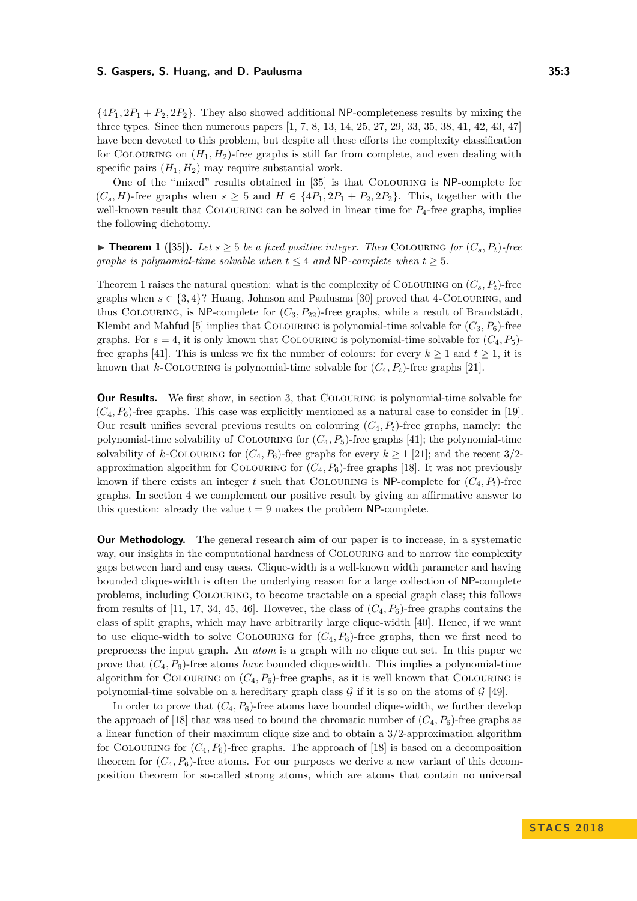$\{4P_1, 2P_1 + P_2, 2P_2\}$. They also showed additional NP-completeness results by mixing the three types. Since then numerous papers [1, 7, 8, 13, 14, 25, 27, 29, 33, 35, 38, 41, 42, 43, 47] have been devoted to this problem, but despite all these efforts the complexity classification for Colouring on $(H_1, H_2)$-free graphs is still far from complete, and even dealing with specific pairs $(H_1, H_2)$ may require substantial work.

One of the "mixed" results obtained in [35] is that Colouring is NP-complete for $(C_s, H)$-free graphs when $s \geq 5$ and $H \in \{4P_1, 2P_1 + P_2, 2P_2\}$. This, together with the well-known result that Colouring can be solved in linear time for $P_4$-free graphs, implies the following dichotomy.

▶ **Theorem 1** ([35]). *Let $s \geq 5$ be a fixed positive integer. Then* Colouring *for $(C_s, P_t)$-free graphs is polynomial-time solvable when $t \leq 4$ and* NP*-complete when $t \geq 5$.*

Theorem 1 raises the natural question: what is the complexity of Colouring on $(C_s, P_t)$-free graphs when $s \in \{3, 4\}$? Huang, Johnson and Paulusma [30] proved that 4-Colouring, and thus Colouring, is NP-complete for $(C_3, P_{22})$-free graphs, while a result of Brandstädt, Klembt and Mahfud [5] implies that Colouring is polynomial-time solvable for $(C_3, P_6)$-free graphs. For $s = 4$, it is only known that Colouring is polynomial-time solvable for $(C_4, P_5)$-free graphs [41]. This is unless we fix the number of colours: for every $k \geq 1$ and $t \geq 1$, it is known that $k$-Colouring is polynomial-time solvable for $(C_4, P_t)$-free graphs [21].

**Our Results.** We first show, in section 3, that Colouring is polynomial-time solvable for $(C_4, P_6)$-free graphs. This case was explicitly mentioned as a natural case to consider in [19]. Our result unifies several previous results on colouring $(C_4, P_t)$-free graphs, namely: the polynomial-time solvability of Colouring for $(C_4, P_5)$-free graphs [41]; the polynomial-time solvability of $k$-Colouring for $(C_4, P_6)$-free graphs for every $k \geq 1$ [21]; and the recent 3/2-approximation algorithm for Colouring for $(C_4, P_6)$-free graphs [18]. It was not previously known if there exists an integer $t$ such that Colouring is NP-complete for $(C_4, P_t)$-free graphs. In section 4 we complement our positive result by giving an affirmative answer to this question: already the value $t = 9$ makes the problem NP-complete.

**Our Methodology.** The general research aim of our paper is to increase, in a systematic way, our insights in the computational hardness of Colouring and to narrow the complexity gaps between hard and easy cases. Clique-width is a well-known width parameter and having bounded clique-width is often the underlying reason for a large collection of NP-complete problems, including Colouring, to become tractable on a special graph class; this follows from results of [11, 17, 34, 45, 46]. However, the class of $(C_4, P_6)$-free graphs contains the class of split graphs, which may have arbitrarily large clique-width [40]. Hence, if we want to use clique-width to solve Colouring for $(C_4, P_6)$-free graphs, then we first need to preprocess the input graph. An *atom* is a graph with no clique cut set. In this paper we prove that $(C_4, P_6)$-free atoms *have* bounded clique-width. This implies a polynomial-time algorithm for Colouring on $(C_4, P_6)$-free graphs, as it is well known that Colouring is polynomial-time solvable on a hereditary graph class $\mathcal{G}$ if it is so on the atoms of $\mathcal{G}$ [49].

In order to prove that $(C_4, P_6)$-free atoms have bounded clique-width, we further develop the approach of [18] that was used to bound the chromatic number of $(C_4, P_6)$-free graphs as a linear function of their maximum clique size and to obtain a 3/2-approximation algorithm for Colouring for $(C_4, P_6)$-free graphs. The approach of [18] is based on a decomposition theorem for $(C_4, P_6)$-free atoms. For our purposes we derive a new variant of this decomposition theorem for so-called strong atoms, which are atoms that contain no universal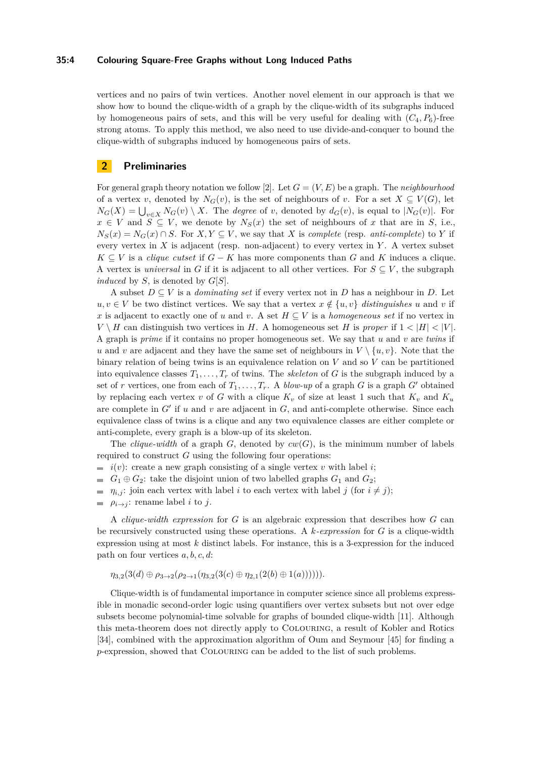vertices and no pairs of twin vertices. Another novel element in our approach is that we show how to bound the clique-width of a graph by the clique-width of its subgraphs induced by homogeneous pairs of sets, and this will be very useful for dealing with $(C_4, P_6)$-free strong atoms. To apply this method, we also need to use divide-and-conquer to bound the clique-width of subgraphs induced by homogeneous pairs of sets.

## 2 Preliminaries

For general graph theory notation we follow [2]. Let $G = (V, E)$ be a graph. The *neighbourhood* of a vertex $v$, denoted by $N_G(v)$, is the set of neighbours of $v$. For a set $X \subseteq V(G)$, let $N_G(X) = \bigcup_{v \in X} N_G(v) \setminus X$. The *degree* of $v$, denoted by $d_G(v)$, is equal to $|N_G(v)|$. For $x \in V$ and $S \subseteq V$, we denote by $N_S(x)$ the set of neighbours of $x$ that are in $S$, i.e., $N_S(x) = N_G(x) \cap S$. For $X, Y \subseteq V$, we say that $X$ is *complete* (resp. *anti-complete*) to $Y$ if every vertex in $X$ is adjacent (resp. non-adjacent) to every vertex in $Y$. A vertex subset $K \subseteq V$ is a *clique cutset* if $G - K$ has more components than $G$ and $K$ induces a clique. A vertex is *universal* in $G$ if it is adjacent to all other vertices. For $S \subseteq V$, the subgraph *induced* by $S$, is denoted by $G[S]$.

A subset $D \subseteq V$ is a *dominating set* if every vertex not in $D$ has a neighbour in $D$. Let $u, v \in V$ be two distinct vertices. We say that a vertex $x \notin \{u, v\}$ *distinguishes* $u$ and $v$ if $x$ is adjacent to exactly one of $u$ and $v$. A set $H \subseteq V$ is a *homogeneous set* if no vertex in $V \setminus H$ can distinguish two vertices in $H$. A homogeneous set $H$ is *proper* if $1 < |H| < |V|$. A graph is *prime* if it contains no proper homogeneous set. We say that $u$ and $v$ are *twins* if $u$ and $v$ are adjacent and they have the same set of neighbours in $V \setminus \{u, v\}$. Note that the binary relation of being twins is an equivalence relation on $V$ and so $V$ can be partitioned into equivalence classes $T_1, \ldots, T_r$ of twins. The *skeleton* of $G$ is the subgraph induced by a set of $r$ vertices, one from each of $T_1, \ldots, T_r$. A *blow-up* of a graph $G$ is a graph $G'$ obtained by replacing each vertex $v$ of $G$ with a clique $K_v$ of size at least 1 such that $K_v$ and $K_u$ are complete in $G'$ if $u$ and $v$ are adjacent in $G$, and anti-complete otherwise. Since each equivalence class of twins is a clique and any two equivalence classes are either complete or anti-complete, every graph is a blow-up of its skeleton.

The *clique-width* of a graph $G$, denoted by $cw(G)$, is the minimum number of labels required to construct $G$ using the following four operations:

- $i(v)$: create a new graph consisting of a single vertex $v$ with label $i$;
- $G_1 \oplus G_2$: take the disjoint union of two labelled graphs $G_1$ and $G_2$;
- $\eta_{i,j}$: join each vertex with label $i$ to each vertex with label $j$ (for $i \neq j$);
- $\rho_{i \to j}$: rename label $i$ to $j$.

A *clique-width expression* for $G$ is an algebraic expression that describes how $G$ can be recursively constructed using these operations. A *k-expression* for $G$ is a clique-width expression using at most $k$ distinct labels. For instance, this is a 3-expression for the induced path on four vertices $a, b, c, d$:

$$\eta_{3,2}(3(d) \oplus \rho_{3\to 2}(\rho_{2\to 1}(\eta_{3,2}(3(c) \oplus \eta_{2,1}(2(b) \oplus 1(a)))))).$$

Clique-width is of fundamental importance in computer science since all problems expressible in monadic second-order logic using quantifiers over vertex subsets but not over edge subsets become polynomial-time solvable for graphs of bounded clique-width [11]. Although this meta-theorem does not directly apply to COLOURING, a result of Kobler and Rotics [34], combined with the approximation algorithm of Oum and Seymour [45] for finding a $p$-expression, showed that COLOURING can be added to the list of such problems.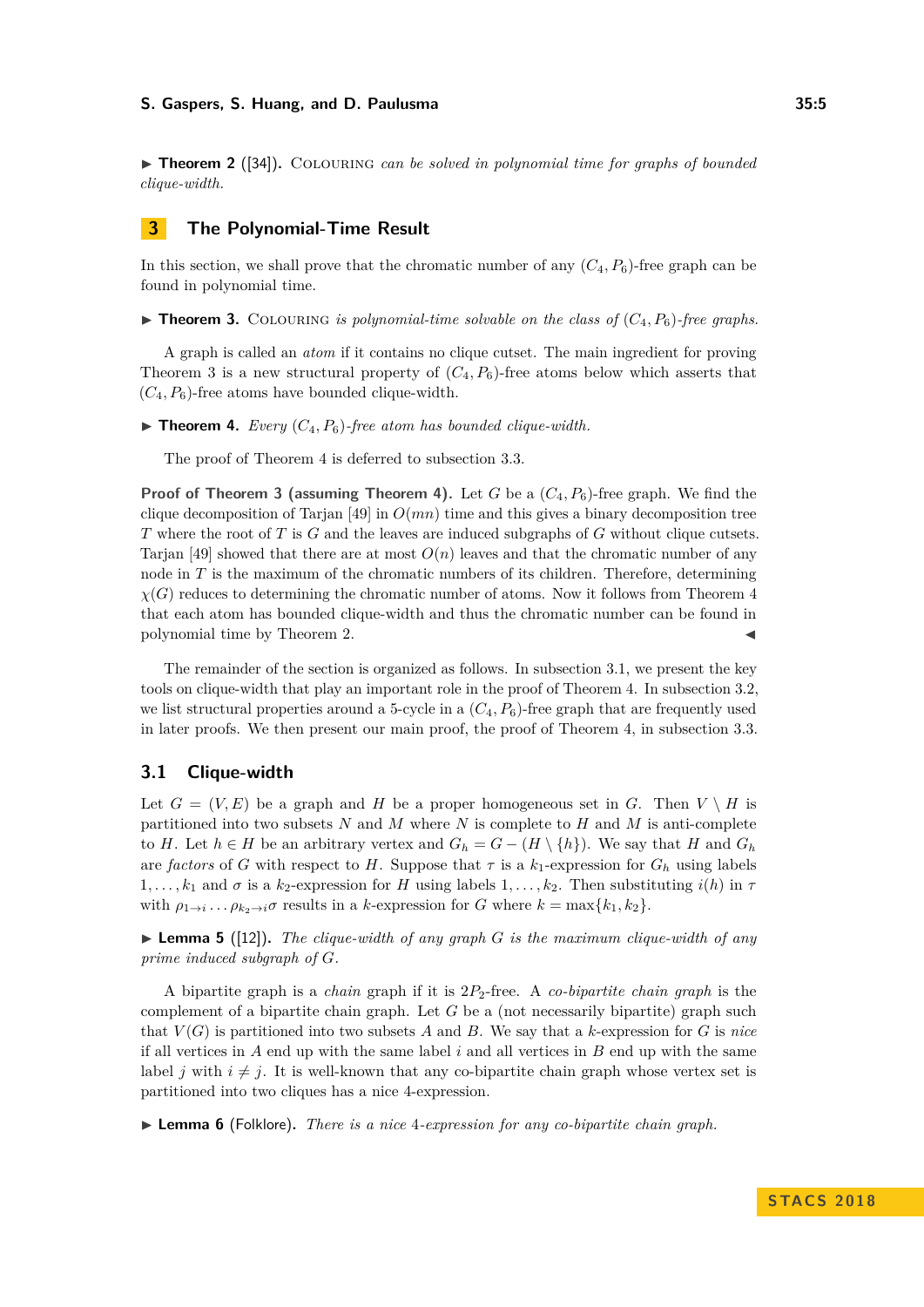▶ **Theorem 2** ([34]). Colouring *can be solved in polynomial time for graphs of bounded clique-width.*

## 3 The Polynomial-Time Result

In this section, we shall prove that the chromatic number of any $(C_4, P_6)$-free graph can be found in polynomial time.

▶ **Theorem 3.** Colouring *is polynomial-time solvable on the class of $(C_4, P_6)$-free graphs.*

A graph is called an *atom* if it contains no clique cutset. The main ingredient for proving Theorem 3 is a new structural property of $(C_4, P_6)$-free atoms below which asserts that $(C_4, P_6)$-free atoms have bounded clique-width.

▶ **Theorem 4.** *Every $(C_4, P_6)$-free atom has bounded clique-width.*

The proof of Theorem 4 is deferred to subsection 3.3.

**Proof of Theorem 3 (assuming Theorem 4).** Let $G$ be a $(C_4, P_6)$-free graph. We find the clique decomposition of Tarjan [49] in $O(mn)$ time and this gives a binary decomposition tree $T$ where the root of $T$ is $G$ and the leaves are induced subgraphs of $G$ without clique cutsets. Tarjan [49] showed that there are at most $O(n)$ leaves and that the chromatic number of any node in $T$ is the maximum of the chromatic numbers of its children. Therefore, determining $\chi(G)$ reduces to determining the chromatic number of atoms. Now it follows from Theorem 4 that each atom has bounded clique-width and thus the chromatic number can be found in polynomial time by Theorem 2. ◀

The remainder of the section is organized as follows. In subsection 3.1, we present the key tools on clique-width that play an important role in the proof of Theorem 4. In subsection 3.2, we list structural properties around a 5-cycle in a $(C_4, P_6)$-free graph that are frequently used in later proofs. We then present our main proof, the proof of Theorem 4, in subsection 3.3.

### 3.1 Clique-width

Let $G = (V, E)$ be a graph and $H$ be a proper homogeneous set in $G$. Then $V \setminus H$ is partitioned into two subsets $N$ and $M$ where $N$ is complete to $H$ and $M$ is anti-complete to $H$. Let $h \in H$ be an arbitrary vertex and $G_h = G - (H \setminus \{h\})$. We say that $H$ and $G_h$ are *factors* of $G$ with respect to $H$. Suppose that $\tau$ is a $k_1$-expression for $G_h$ using labels $1, \ldots, k_1$ and $\sigma$ is a $k_2$-expression for $H$ using labels $1, \ldots, k_2$. Then substituting $i(h)$ in $\tau$ with $\rho_{1\to i} \ldots \rho_{k_2 \to i}\sigma$ results in a $k$-expression for $G$ where $k = \max\{k_1, k_2\}$.

▶ **Lemma 5** ([12]). *The clique-width of any graph $G$ is the maximum clique-width of any prime induced subgraph of $G$.*

A bipartite graph is a *chain* graph if it is $2P_2$-free. A *co-bipartite chain graph* is the complement of a bipartite chain graph. Let $G$ be a (not necessarily bipartite) graph such that $V(G)$ is partitioned into two subsets $A$ and $B$. We say that a $k$-expression for $G$ is *nice* if all vertices in $A$ end up with the same label $i$ and all vertices in $B$ end up with the same label $j$ with $i \neq j$. It is well-known that any co-bipartite chain graph whose vertex set is partitioned into two cliques has a nice 4-expression.

▶ **Lemma 6** (Folklore). *There is a nice 4-expression for any co-bipartite chain graph.*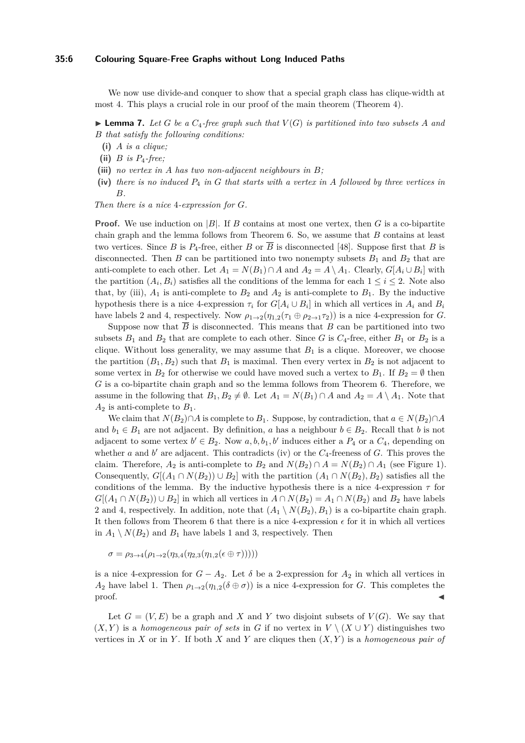We now use divide-and conquer to show that a special graph class has clique-width at most 4. This plays a crucial role in our proof of the main theorem (Theorem 4).

▶ **Lemma 7.** *Let $G$ be a $C_4$-free graph such that $V(G)$ is partitioned into two subsets $A$ and $B$ that satisfy the following conditions:*

- **(i)** *$A$ is a clique;*
- **(ii)** *$B$ is $P_4$-free;*
- **(iii)** *no vertex in $A$ has two non-adjacent neighbours in $B$;*
- **(iv)** *there is no induced $P_4$ in $G$ that starts with a vertex in $A$ followed by three vertices in $B$.*

*Then there is a nice 4-expression for $G$.*

**Proof.** We use induction on $|B|$. If $B$ contains at most one vertex, then $G$ is a co-bipartite chain graph and the lemma follows from Theorem 6. So, we assume that $B$ contains at least two vertices. Since $B$ is $P_4$-free, either $B$ or $\overline{B}$ is disconnected [48]. Suppose first that $B$ is disconnected. Then $B$ can be partitioned into two nonempty subsets $B_1$ and $B_2$ that are anti-complete to each other. Let $A_1 = N(B_1) \cap A$ and $A_2 = A \setminus A_1$. Clearly, $G[A_i \cup B_i]$ with the partition $(A_i, B_i)$ satisfies all the conditions of the lemma for each $1 \le i \le 2$. Note also that, by (iii), $A_1$ is anti-complete to $B_2$ and $A_2$ is anti-complete to $B_1$. By the inductive hypothesis there is a nice 4-expression $\tau_i$ for $G[A_i \cup B_i]$ in which all vertices in $A_i$ and $B_i$ have labels 2 and 4, respectively. Now $\rho_{1\to 2}(\eta_{1,2}(\tau_1 \oplus \rho_{2\to 1}\tau_2))$ is a nice 4-expression for $G$.

Suppose now that $\overline{B}$ is disconnected. This means that $B$ can be partitioned into two subsets $B_1$ and $B_2$ that are complete to each other. Since $G$ is $C_4$-free, either $B_1$ or $B_2$ is a clique. Without loss generality, we may assume that $B_1$ is a clique. Moreover, we choose the partition $(B_1, B_2)$ such that $B_1$ is maximal. Then every vertex in $B_2$ is not adjacent to some vertex in $B_2$ for otherwise we could have moved such a vertex to $B_1$. If $B_2 = \emptyset$ then $G$ is a co-bipartite chain graph and so the lemma follows from Theorem 6. Therefore, we assume in the following that $B_1, B_2 \neq \emptyset$. Let $A_1 = N(B_1) \cap A$ and $A_2 = A \setminus A_1$. Note that $A_2$ is anti-complete to $B_1$.

We claim that $N(B_2) \cap A$ is complete to $B_1$. Suppose, by contradiction, that $a \in N(B_2) \cap A$ and $b_1 \in B_1$ are not adjacent. By definition, $a$ has a neighbour $b \in B_2$. Recall that $b$ is not adjacent to some vertex $b' \in B_2$. Now $a, b, b_1, b'$ induces either a $P_4$ or a $C_4$, depending on whether $a$ and $b'$ are adjacent. This contradicts (iv) or the $C_4$-freeness of $G$. This proves the claim. Therefore, $A_2$ is anti-complete to $B_2$ and $N(B_2) \cap A = N(B_2) \cap A_1$ (see Figure 1). Consequently, $G[(A_1 \cap N(B_2)) \cup B_2]$ with the partition $(A_1 \cap N(B_2), B_2)$ satisfies all the conditions of the lemma. By the inductive hypothesis there is a nice 4-expression $\tau$ for $G[(A_1 \cap N(B_2)) \cup B_2]$ in which all vertices in $A \cap N(B_2) = A_1 \cap N(B_2)$ and $B_2$ have labels 2 and 4, respectively. In addition, note that $(A_1 \setminus N(B_2), B_1)$ is a co-bipartite chain graph. It then follows from Theorem 6 that there is a nice 4-expression $\epsilon$ for it in which all vertices in $A_1 \setminus N(B_2)$ and $B_1$ have labels 1 and 3, respectively. Then

$$\sigma = \rho_{3\to 4}(\rho_{1\to 2}(\eta_{3,4}(\eta_{2,3}(\eta_{1,2}(\epsilon \oplus \tau)))))$$

is a nice 4-expression for $G - A_2$. Let $\delta$ be a 2-expression for $A_2$ in which all vertices in $A_2$ have label 1. Then $\rho_{1\to 2}(\eta_{1,2}(\delta \oplus \sigma))$ is a nice 4-expression for $G$. This completes the proof. ◀

Let $G = (V, E)$ be a graph and $X$ and $Y$ two disjoint subsets of $V(G)$. We say that $(X, Y)$ is a *homogeneous pair of sets* in $G$ if no vertex in $V \setminus (X \cup Y)$ distinguishes two vertices in $X$ or in $Y$. If both $X$ and $Y$ are cliques then $(X, Y)$ is a *homogeneous pair of*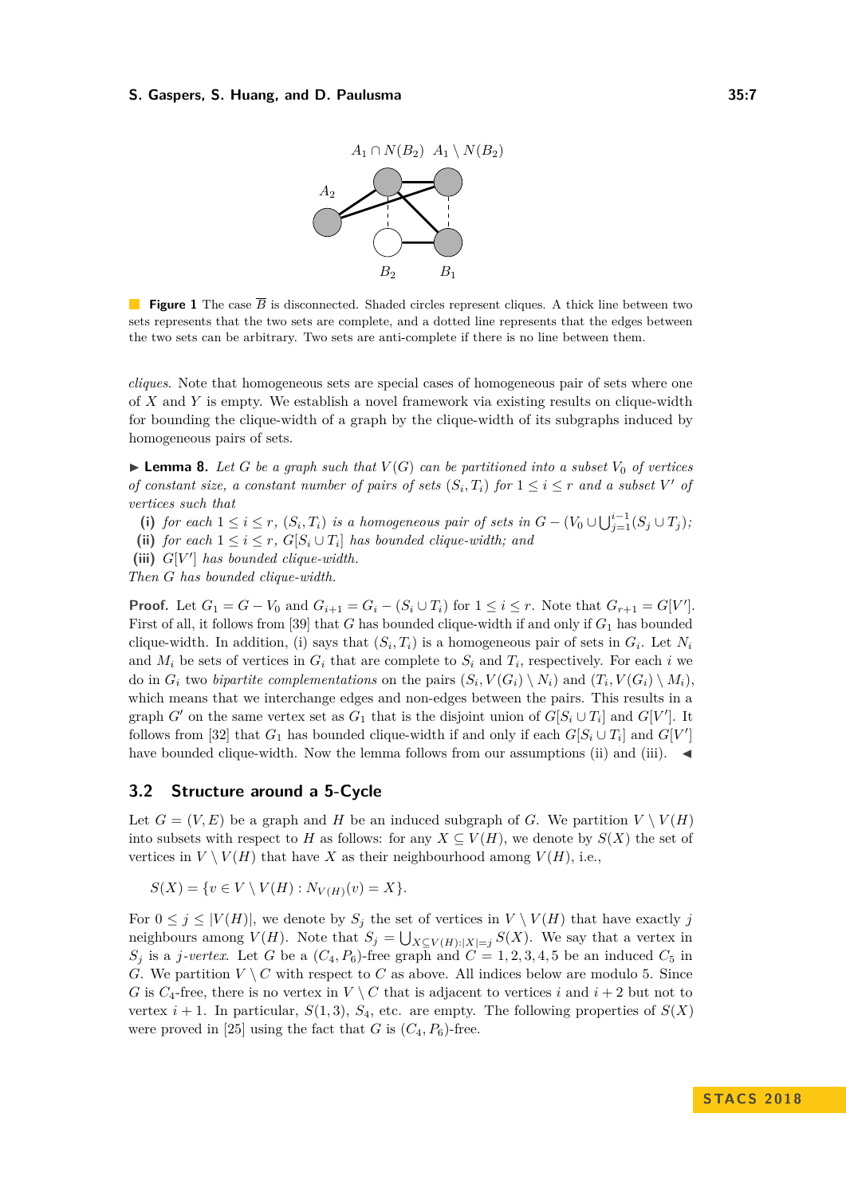**Figure 1** The case $\overline{B}$ is disconnected. Shaded circles represent cliques. A thick line between two sets represents that the two sets are complete, and a dotted line represents that the edges between the two sets can be arbitrary. Two sets are anti-complete if there is no line between them.

*cliques*. Note that homogeneous sets are special cases of homogeneous pair of sets where one of $X$ and $Y$ is empty. We establish a novel framework via existing results on clique-width for bounding the clique-width of a graph by the clique-width of its subgraphs induced by homogeneous pairs of sets.

▶ **Lemma 8.** *Let $G$ be a graph such that $V(G)$ can be partitioned into a subset $V_0$ of vertices of constant size, a constant number of pairs of sets $(S_i, T_i)$ for $1 \leq i \leq r$ and a subset $V'$ of vertices such that*

**(i)** *for each $1 \leq i \leq r$, $(S_i, T_i)$ is a homogeneous pair of sets in $G - (V_0 \cup \bigcup_{j=1}^{i-1}(S_j \cup T_j)$;*
**(ii)** *for each $1 \leq i \leq r$, $G[S_i \cup T_i]$ has bounded clique-width; and*
**(iii)** *$G[V']$ has bounded clique-width.*

*Then $G$ has bounded clique-width.*

**Proof.** Let $G_1 = G - V_0$ and $G_{i+1} = G_i - (S_i \cup T_i)$ for $1 \leq i \leq r$. Note that $G_{r+1} = G[V']$. First of all, it follows from [39] that $G$ has bounded clique-width if and only if $G_1$ has bounded clique-width. In addition, (i) says that $(S_i, T_i)$ is a homogeneous pair of sets in $G_i$. Let $N_i$ and $M_i$ be sets of vertices in $G_i$ that are complete to $S_i$ and $T_i$, respectively. For each $i$ we do in $G_i$ two *bipartite complementations* on the pairs $(S_i, V(G_i) \setminus N_i)$ and $(T_i, V(G_i) \setminus M_i)$, which means that we interchange edges and non-edges between the pairs. This results in a graph $G'$ on the same vertex set as $G_1$ that is the disjoint union of $G[S_i \cup T_i]$ and $G[V']$. It follows from [32] that $G_1$ has bounded clique-width if and only if each $G[S_i \cup T_i]$ and $G[V']$ have bounded clique-width. Now the lemma follows from our assumptions (ii) and (iii). ◀

## 3.2 Structure around a 5-Cycle

Let $G = (V, E)$ be a graph and $H$ be an induced subgraph of $G$. We partition $V \setminus V(H)$ into subsets with respect to $H$ as follows: for any $X \subseteq V(H)$, we denote by $S(X)$ the set of vertices in $V \setminus V(H)$ that have $X$ as their neighbourhood among $V(H)$, i.e.,

$$S(X) = \{v \in V \setminus V(H) : N_{V(H)}(v) = X\}.$$

For $0 \leq j \leq |V(H)|$, we denote by $S_j$ the set of vertices in $V \setminus V(H)$ that have exactly $j$ neighbours among $V(H)$. Note that $S_j = \bigcup_{X \subseteq V(H):|X|=j} S(X)$. We say that a vertex in $S_j$ is a *$j$-vertex*. Let $G$ be a $(C_4, P_6)$-free graph and $C = 1, 2, 3, 4, 5$ be an induced $C_5$ in $G$. We partition $V \setminus C$ with respect to $C$ as above. All indices below are modulo 5. Since $G$ is $C_4$-free, there is no vertex in $V \setminus C$ that is adjacent to vertices $i$ and $i + 2$ but not to vertex $i + 1$. In particular, $S(1, 3)$, $S_4$, etc. are empty. The following properties of $S(X)$ were proved in [25] using the fact that $G$ is $(C_4, P_6)$-free.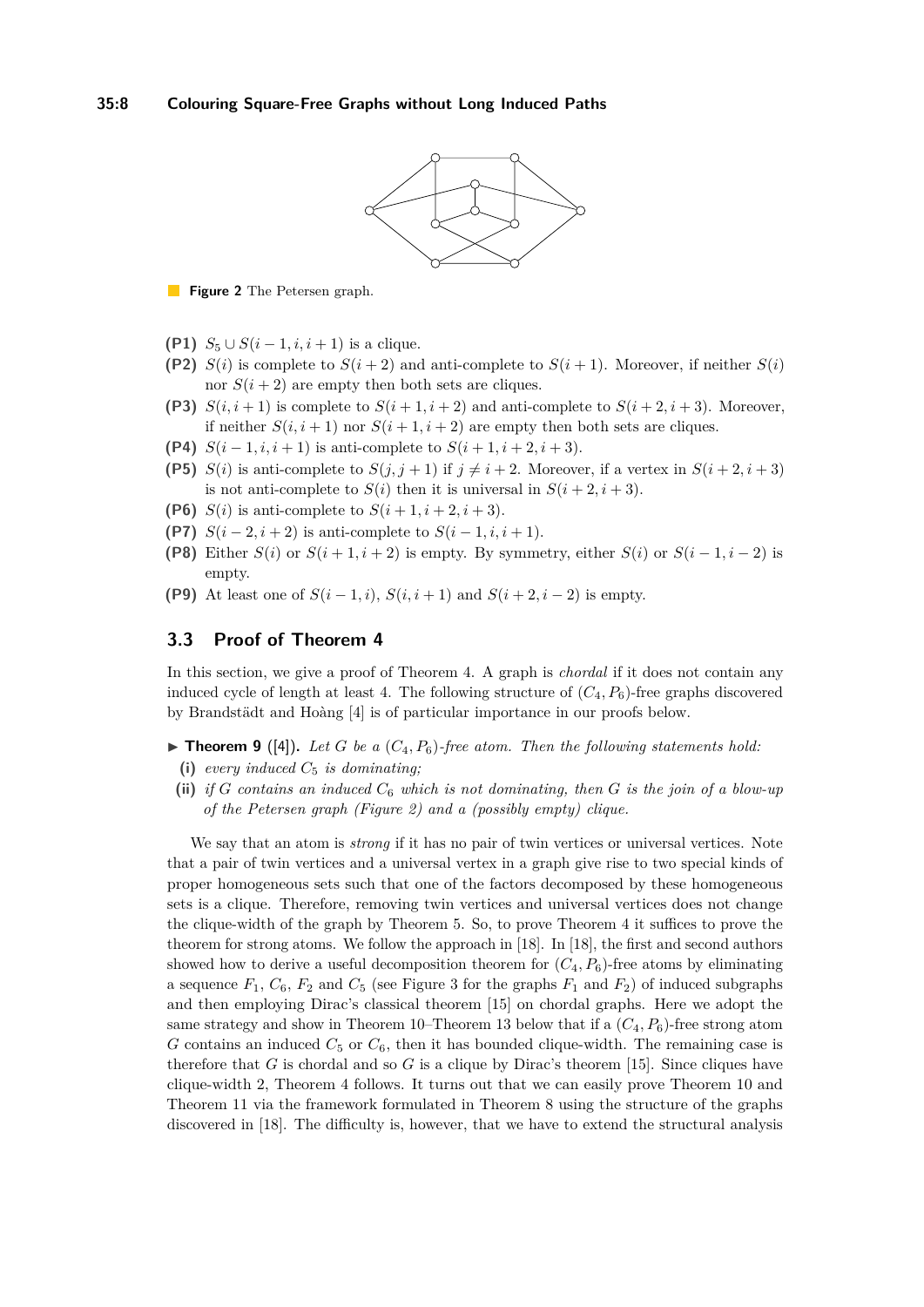**Figure 2** The Petersen graph.

- **(P1)** $S_5 \cup S(i-1, i, i+1)$ is a clique.
- **(P2)** $S(i)$ is complete to $S(i+2)$ and anti-complete to $S(i+1)$. Moreover, if neither $S(i)$ nor $S(i+2)$ are empty then both sets are cliques.
- **(P3)** $S(i, i+1)$ is complete to $S(i+1, i+2)$ and anti-complete to $S(i+2, i+3)$. Moreover, if neither $S(i, i+1)$ nor $S(i+1, i+2)$ are empty then both sets are cliques.
- **(P4)** $S(i-1, i, i+1)$ is anti-complete to $S(i+1, i+2, i+3)$.
- **(P5)** $S(i)$ is anti-complete to $S(j, j+1)$ if $j \neq i+2$. Moreover, if a vertex in $S(i+2, i+3)$ is not anti-complete to $S(i)$ then it is universal in $S(i+2, i+3)$.
- **(P6)** $S(i)$ is anti-complete to $S(i+1, i+2, i+3)$.
- **(P7)** $S(i-2, i+2)$ is anti-complete to $S(i-1, i, i+1)$.
- **(P8)** Either $S(i)$ or $S(i+1, i+2)$ is empty. By symmetry, either $S(i)$ or $S(i-1, i-2)$ is empty.
- **(P9)** At least one of $S(i-1, i)$, $S(i, i+1)$ and $S(i+2, i-2)$ is empty.

## 3.3 Proof of Theorem 4

In this section, we give a proof of Theorem 4. A graph is *chordal* if it does not contain any induced cycle of length at least 4. The following structure of $(C_4, P_6)$-free graphs discovered by Brandstädt and Hoàng [4] is of particular importance in our proofs below.

▶ **Theorem 9** ([4])**.** *Let $G$ be a $(C_4, P_6)$-free atom. Then the following statements hold:*

- **(i)** *every induced $C_5$ is dominating;*
- **(ii)** *if $G$ contains an induced $C_6$ which is not dominating, then $G$ is the join of a blow-up of the Petersen graph (Figure 2) and a (possibly empty) clique.*

We say that an atom is *strong* if it has no pair of twin vertices or universal vertices. Note that a pair of twin vertices and a universal vertex in a graph give rise to two special kinds of proper homogeneous sets such that one of the factors decomposed by these homogeneous sets is a clique. Therefore, removing twin vertices and universal vertices does not change the clique-width of the graph by Theorem 5. So, to prove Theorem 4 it suffices to prove the theorem for strong atoms. We follow the approach in [18]. In [18], the first and second authors showed how to derive a useful decomposition theorem for $(C_4, P_6)$-free atoms by eliminating a sequence $F_1$, $C_6$, $F_2$ and $C_5$ (see Figure 3 for the graphs $F_1$ and $F_2$) of induced subgraphs and then employing Dirac's classical theorem [15] on chordal graphs. Here we adopt the same strategy and show in Theorem 10–Theorem 13 below that if a $(C_4, P_6)$-free strong atom $G$ contains an induced $C_5$ or $C_6$, then it has bounded clique-width. The remaining case is therefore that $G$ is chordal and so $G$ is a clique by Dirac's theorem [15]. Since cliques have clique-width 2, Theorem 4 follows. It turns out that we can easily prove Theorem 10 and Theorem 11 via the framework formulated in Theorem 8 using the structure of the graphs discovered in [18]. The difficulty is, however, that we have to extend the structural analysis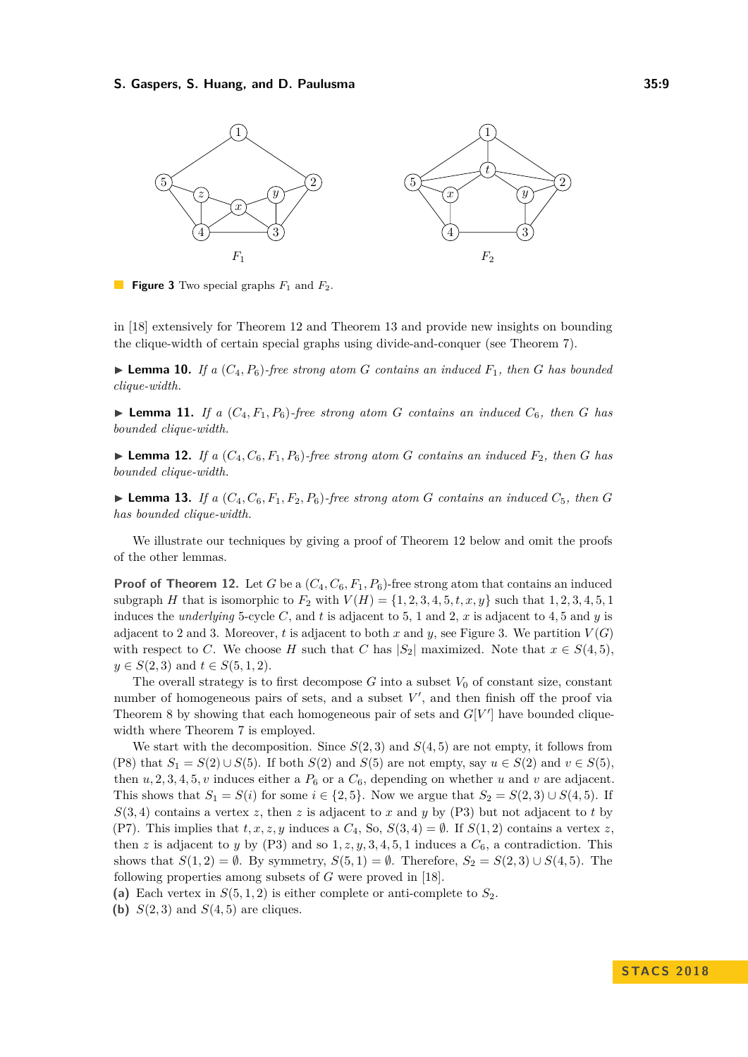**Figure 3** Two special graphs $F_1$ and $F_2$.

in [18] extensively for Theorem 12 and Theorem 13 and provide new insights on bounding the clique-width of certain special graphs using divide-and-conquer (see Theorem 7).

▶ **Lemma 10.** *If a $(C_4, P_6)$-free strong atom $G$ contains an induced $F_1$, then $G$ has bounded clique-width.*

▶ **Lemma 11.** *If a $(C_4, F_1, P_6)$-free strong atom $G$ contains an induced $C_6$, then $G$ has bounded clique-width.*

▶ **Lemma 12.** *If a $(C_4, C_6, F_1, P_6)$-free strong atom $G$ contains an induced $F_2$, then $G$ has bounded clique-width.*

▶ **Lemma 13.** *If a $(C_4, C_6, F_1, F_2, P_6)$-free strong atom $G$ contains an induced $C_5$, then $G$ has bounded clique-width.*

We illustrate our techniques by giving a proof of Theorem 12 below and omit the proofs of the other lemmas.

**Proof of Theorem 12.** Let $G$ be a $(C_4, C_6, F_1, P_6)$-free strong atom that contains an induced subgraph $H$ that is isomorphic to $F_2$ with $V(H) = \{1, 2, 3, 4, 5, t, x, y\}$ such that $1, 2, 3, 4, 5, 1$ induces the *underlying* 5-cycle $C$, and $t$ is adjacent to 5, 1 and 2, $x$ is adjacent to 4, 5 and $y$ is adjacent to 2 and 3. Moreover, $t$ is adjacent to both $x$ and $y$, see Figure 3. We partition $V(G)$ with respect to $C$. We choose $H$ such that $C$ has $|S_2|$ maximized. Note that $x \in S(4, 5)$, $y \in S(2, 3)$ and $t \in S(5, 1, 2)$.

The overall strategy is to first decompose $G$ into a subset $V_0$ of constant size, constant number of homogeneous pairs of sets, and a subset $V'$, and then finish off the proof via Theorem 8 by showing that each homogeneous pair of sets and $G[V']$ have bounded clique-width where Theorem 7 is employed.

We start with the decomposition. Since $S(2, 3)$ and $S(4, 5)$ are not empty, it follows from (P8) that $S_1 = S(2) \cup S(5)$. If both $S(2)$ and $S(5)$ are not empty, say $u \in S(2)$ and $v \in S(5)$, then $u, 2, 3, 4, 5, v$ induces either a $P_6$ or a $C_6$, depending on whether $u$ and $v$ are adjacent. This shows that $S_1 = S(i)$ for some $i \in \{2, 5\}$. Now we argue that $S_2 = S(2, 3) \cup S(4, 5)$. If $S(3, 4)$ contains a vertex $z$, then $z$ is adjacent to $x$ and $y$ by (P3) but not adjacent to $t$ by (P7). This implies that $t, x, z, y$ induces a $C_4$. So, $S(3, 4) = \emptyset$. If $S(1, 2)$ contains a vertex $z$, then $z$ is adjacent to $y$ by (P3) and so $1, z, y, 3, 4, 5, 1$ induces a $C_6$, a contradiction. This shows that $S(1, 2) = \emptyset$. By symmetry, $S(5, 1) = \emptyset$. Therefore, $S_2 = S(2, 3) \cup S(4, 5)$. The following properties among subsets of $G$ were proved in [18].

**(a)** Each vertex in $S(5, 1, 2)$ is either complete or anti-complete to $S_2$.

**(b)** $S(2, 3)$ and $S(4, 5)$ are cliques.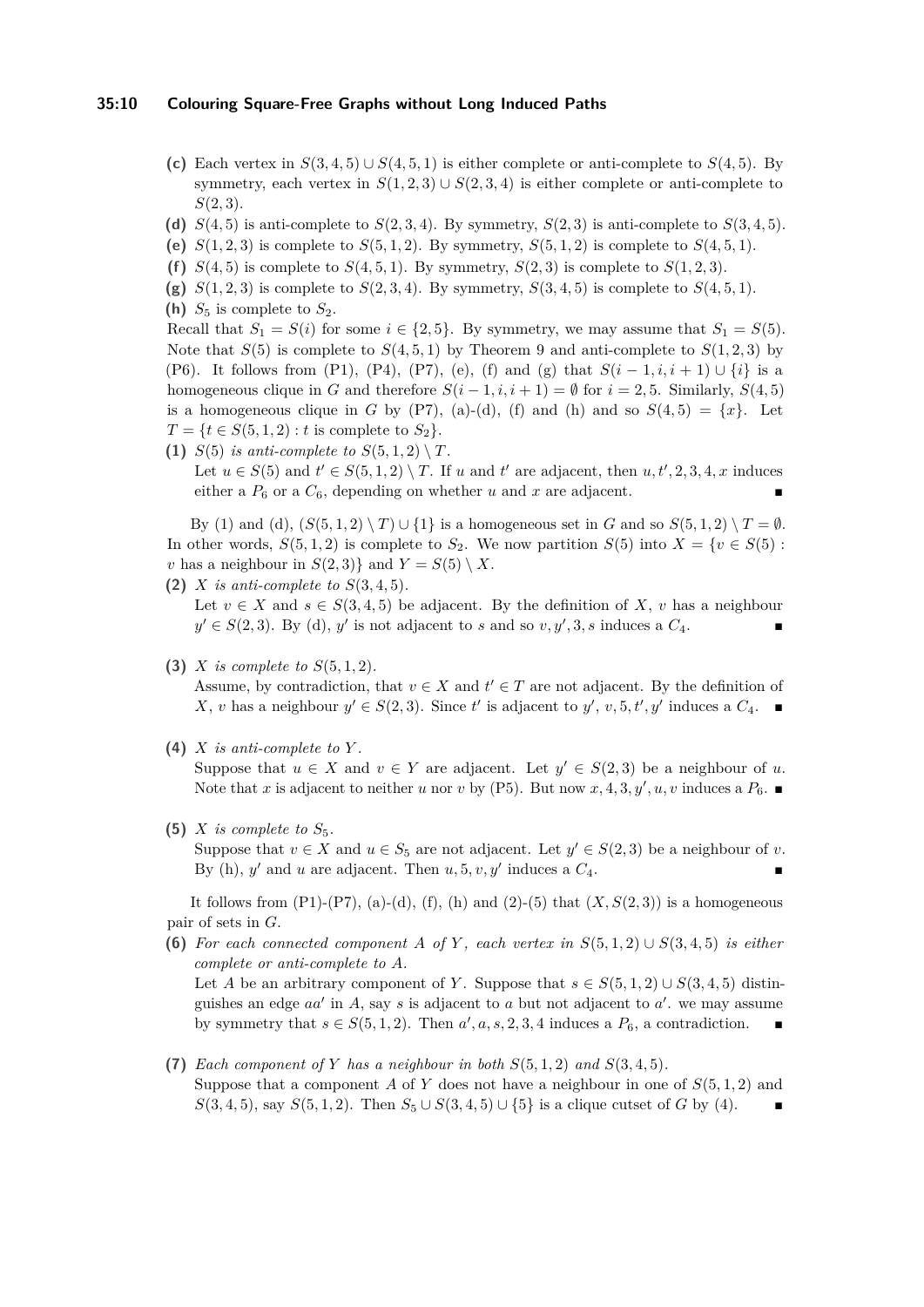**(c)** Each vertex in $S(3,4,5) \cup S(4,5,1)$ is either complete or anti-complete to $S(4,5)$. By symmetry, each vertex in $S(1,2,3) \cup S(2,3,4)$ is either complete or anti-complete to $S(2,3)$.

**(d)** $S(4,5)$ is anti-complete to $S(2,3,4)$. By symmetry, $S(2,3)$ is anti-complete to $S(3,4,5)$.

**(e)** $S(1,2,3)$ is complete to $S(5,1,2)$. By symmetry, $S(5,1,2)$ is complete to $S(4,5,1)$.

**(f)** $S(4,5)$ is complete to $S(4,5,1)$. By symmetry, $S(2,3)$ is complete to $S(1,2,3)$.

**(g)** $S(1,2,3)$ is complete to $S(2,3,4)$. By symmetry, $S(3,4,5)$ is complete to $S(4,5,1)$.

**(h)** $S_5$ is complete to $S_2$.

Recall that $S_1 = S(i)$ for some $i \in \{2,5\}$. By symmetry, we may assume that $S_1 = S(5)$. Note that $S(5)$ is complete to $S(4,5,1)$ by Theorem 9 and anti-complete to $S(1,2,3)$ by (P6). It follows from (P1), (P4), (P7), (e), (f) and (g) that $S(i-1,i,i+1) \cup \{i\}$ is a homogeneous clique in $G$ and therefore $S(i-1,i,i+1) = \emptyset$ for $i = 2,5$. Similarly, $S(4,5)$ is a homogeneous clique in $G$ by (P7), (a)-(d), (f) and (h) and so $S(4,5) = \{x\}$. Let $T = \{t \in S(5,1,2) : t \text{ is complete to } S_2\}$.

**(1)** *$S(5)$ is anti-complete to $S(5,1,2) \setminus T$.*

Let $u \in S(5)$ and $t' \in S(5,1,2) \setminus T$. If $u$ and $t'$ are adjacent, then $u, t', 2, 3, 4, x$ induces either a $P_6$ or a $C_6$, depending on whether $u$ and $x$ are adjacent. ∎

By (1) and (d), $(S(5,1,2) \setminus T) \cup \{1\}$ is a homogeneous set in $G$ and so $S(5,1,2) \setminus T = \emptyset$. In other words, $S(5,1,2)$ is complete to $S_2$. We now partition $S(5)$ into $X = \{v \in S(5) : v \text{ has a neighbour in } S(2,3)\}$ and $Y = S(5) \setminus X$.

**(2)** *$X$ is anti-complete to $S(3,4,5)$.*

Let $v \in X$ and $s \in S(3,4,5)$ be adjacent. By the definition of $X$, $v$ has a neighbour $y' \in S(2,3)$. By (d), $y'$ is not adjacent to $s$ and so $v, y', 3, s$ induces a $C_4$. ∎

**(3)** *$X$ is complete to $S(5,1,2)$.*

Assume, by contradiction, that $v \in X$ and $t' \in T$ are not adjacent. By the definition of $X$, $v$ has a neighbour $y' \in S(2,3)$. Since $t'$ is adjacent to $y'$, $v, 5, t', y'$ induces a $C_4$. ∎

**(4)** *$X$ is anti-complete to $Y$.*

Suppose that $u \in X$ and $v \in Y$ are adjacent. Let $y' \in S(2,3)$ be a neighbour of $u$. Note that $x$ is adjacent to neither $u$ nor $v$ by (P5). But now $x, 4, 3, y', u, v$ induces a $P_6$. ∎

**(5)** *$X$ is complete to $S_5$.*

Suppose that $v \in X$ and $u \in S_5$ are not adjacent. Let $y' \in S(2,3)$ be a neighbour of $v$. By (h), $y'$ and $u$ are adjacent. Then $u, 5, v, y'$ induces a $C_4$. ∎

It follows from (P1)-(P7), (a)-(d), (f), (h) and (2)-(5) that $(X, S(2,3))$ is a homogeneous pair of sets in $G$.

**(6)** *For each connected component $A$ of $Y$, each vertex in $S(5,1,2) \cup S(3,4,5)$ is either complete or anti-complete to $A$.*

Let $A$ be an arbitrary component of $Y$. Suppose that $s \in S(5,1,2) \cup S(3,4,5)$ distinguishes an edge $aa'$ in $A$, say $s$ is adjacent to $a$ but not adjacent to $a'$. we may assume by symmetry that $s \in S(5,1,2)$. Then $a', a, s, 2, 3, 4$ induces a $P_6$, a contradiction. ∎

**(7)** *Each component of $Y$ has a neighbour in both $S(5,1,2)$ and $S(3,4,5)$.*

Suppose that a component $A$ of $Y$ does not have a neighbour in one of $S(5,1,2)$ and $S(3,4,5)$, say $S(5,1,2)$. Then $S_5 \cup S(3,4,5) \cup \{5\}$ is a clique cutset of $G$ by (4). ∎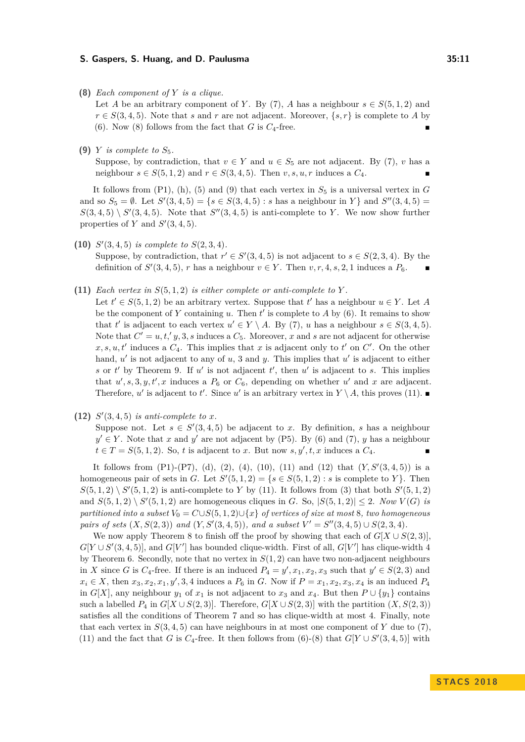**(8)** *Each component of $Y$ is a clique.*

Let $A$ be an arbitrary component of $Y$. By (7), $A$ has a neighbour $s \in S(5,1,2)$ and $r \in S(3,4,5)$. Note that $s$ and $r$ are not adjacent. Moreover, $\{s,r\}$ is complete to $A$ by (6). Now (8) follows from the fact that $G$ is $C_4$-free. ∎

**(9)** *$Y$ is complete to $S_5$.*

Suppose, by contradiction, that $v \in Y$ and $u \in S_5$ are not adjacent. By (7), $v$ has a neighbour $s \in S(5,1,2)$ and $r \in S(3,4,5)$. Then $v, s, u, r$ induces a $C_4$. ∎

It follows from (P1), (h), (5) and (9) that each vertex in $S_5$ is a universal vertex in $G$ and so $S_5 = \emptyset$. Let $S'(3,4,5) = \{s \in S(3,4,5) : s$ has a neighbour in $Y\}$ and $S''(3,4,5) = S(3,4,5) \setminus S'(3,4,5)$. Note that $S''(3,4,5)$ is anti-complete to $Y$. We now show further properties of $Y$ and $S'(3,4,5)$.

**(10)** *$S'(3,4,5)$ is complete to $S(2,3,4)$.*

Suppose, by contradiction, that $r' \in S'(3,4,5)$ is not adjacent to $s \in S(2,3,4)$. By the definition of $S'(3,4,5)$, $r$ has a neighbour $v \in Y$. Then $v, r, 4, s, 2, 1$ induces a $P_6$. ∎

**(11)** *Each vertex in $S(5,1,2)$ is either complete or anti-complete to $Y$.*

Let $t' \in S(5,1,2)$ be an arbitrary vertex. Suppose that $t'$ has a neighbour $u \in Y$. Let $A$ be the component of $Y$ containing $u$. Then $t'$ is complete to $A$ by (6). It remains to show that $t'$ is adjacent to each vertex $u' \in Y \setminus A$. By (7), $u$ has a neighbour $s \in S(3,4,5)$. Note that $C' = u, t,' y, 3, s$ induces a $C_5$. Moreover, $x$ and $s$ are not adjacent for otherwise $x, s, u, t'$ induces a $C_4$. This implies that $x$ is adjacent only to $t'$ on $C'$. On the other hand, $u'$ is not adjacent to any of $u$, $3$ and $y$. This implies that $u'$ is adjacent to either $s$ or $t'$ by Theorem 9. If $u'$ is not adjacent $t'$, then $u'$ is adjacent to $s$. This implies that $u', s, 3, y, t', x$ induces a $P_6$ or $C_6$, depending on whether $u'$ and $x$ are adjacent. Therefore, $u'$ is adjacent to $t'$. Since $u'$ is an arbitrary vertex in $Y \setminus A$, this proves (11). ∎

**(12)** *$S'(3,4,5)$ is anti-complete to $x$.*

Suppose not. Let $s \in S'(3,4,5)$ be adjacent to $x$. By definition, $s$ has a neighbour $y' \in Y$. Note that $x$ and $y'$ are not adjacent by (P5). By (6) and (7), $y$ has a neighbour $t \in T = S(5,1,2)$. So, $t$ is adjacent to $x$. But now $s, y', t, x$ induces a $C_4$. ∎

It follows from (P1)-(P7), (d), (2), (4), (10), (11) and (12) that $(Y, S'(3,4,5))$ is a homogeneous pair of sets in $G$. Let $S'(5,1,2) = \{s \in S(5,1,2) : s$ is complete to $Y\}$. Then $S(5,1,2) \setminus S'(5,1,2)$ is anti-complete to $Y$ by (11). It follows from (3) that both $S'(5,1,2)$ and $S(5,1,2) \setminus S'(5,1,2)$ are homogeneous cliques in $G$. So, $|S(5,1,2)| \leq 2$. *Now $V(G)$ is partitioned into a subset $V_0 = C \cup S(5,1,2) \cup \{x\}$ of vertices of size at most 8, two homogeneous pairs of sets $(X, S(2,3))$ and $(Y, S'(3,4,5))$, and a subset $V' = S''(3,4,5) \cup S(2,3,4)$.*

We now apply Theorem 8 to finish off the proof by showing that each of $G[X \cup S(2,3)]$, $G[Y \cup S'(3,4,5)]$, and $G[V']$ has bounded clique-width. First of all, $G[V']$ has clique-width 4 by Theorem 6. Secondly, note that no vertex in $S(1,2)$ can have two non-adjacent neighbours in $X$ since $G$ is $C_4$-free. If there is an induced $P_4 = y', x_1, x_2, x_3$ such that $y' \in S(2,3)$ and $x_i \in X$, then $x_3, x_2, x_1, y', 3, 4$ induces a $P_6$ in $G$. Now if $P = x_1, x_2, x_3, x_4$ is an induced $P_4$ in $G[X]$, any neighbour $y_1$ of $x_1$ is not adjacent to $x_3$ and $x_4$. But then $P \cup \{y_1\}$ contains such a labelled $P_4$ in $G[X \cup S(2,3)]$. Therefore, $G[X \cup S(2,3)]$ with the partition $(X, S(2,3))$ satisfies all the conditions of Theorem 7 and so has clique-width at most 4. Finally, note that each vertex in $S(3,4,5)$ can have neighbours in at most one component of $Y$ due to (7), (11) and the fact that $G$ is $C_4$-free. It then follows from (6)-(8) that $G[Y \cup S'(3,4,5)]$ with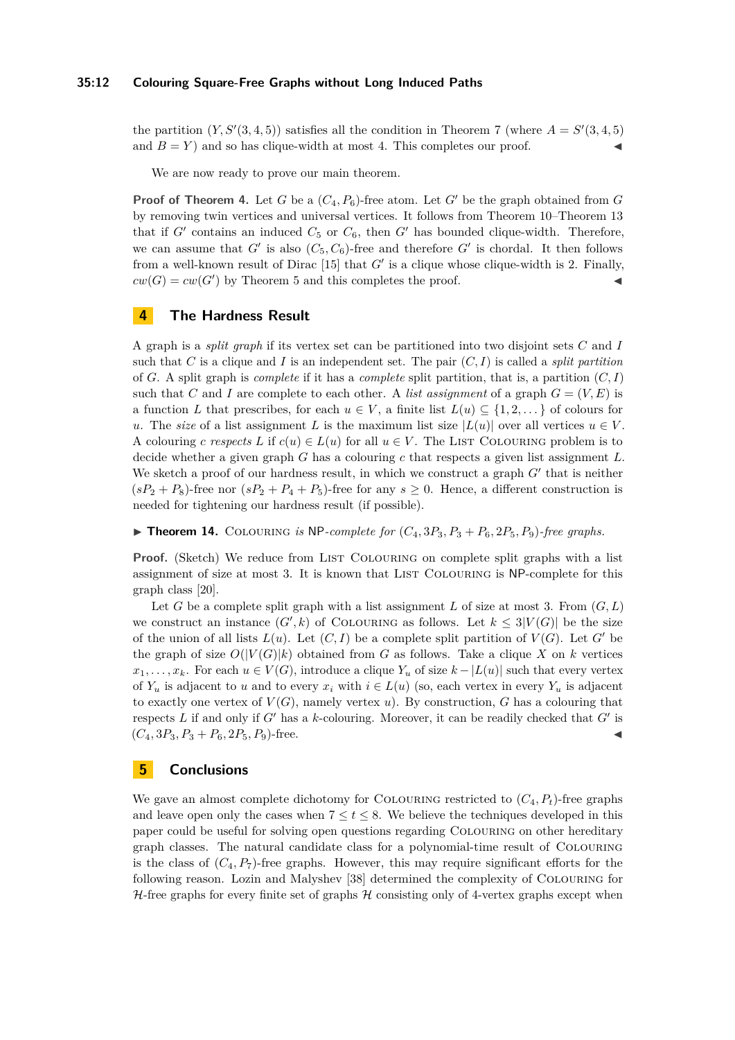the partition $(Y, S'(3,4,5))$ satisfies all the condition in Theorem 7 (where $A = S'(3,4,5)$ and $B = Y$) and so has clique-width at most 4. This completes our proof. ◀

We are now ready to prove our main theorem.

**Proof of Theorem 4.** Let $G$ be a $(C_4, P_6)$-free atom. Let $G'$ be the graph obtained from $G$ by removing twin vertices and universal vertices. It follows from Theorem 10–Theorem 13 that if $G'$ contains an induced $C_5$ or $C_6$, then $G'$ has bounded clique-width. Therefore, we can assume that $G'$ is also $(C_5, C_6)$-free and therefore $G'$ is chordal. It then follows from a well-known result of Dirac [15] that $G'$ is a clique whose clique-width is 2. Finally, $cw(G) = cw(G')$ by Theorem 5 and this completes the proof. ◀

## 4 The Hardness Result

A graph is a *split graph* if its vertex set can be partitioned into two disjoint sets $C$ and $I$ such that $C$ is a clique and $I$ is an independent set. The pair $(C, I)$ is called a *split partition* of $G$. A split graph is *complete* if it has a *complete* split partition, that is, a partition $(C, I)$ such that $C$ and $I$ are complete to each other. A *list assignment* of a graph $G = (V, E)$ is a function $L$ that prescribes, for each $u \in V$, a finite list $L(u) \subseteq \{1, 2, \dots\}$ of colours for $u$. The *size* of a list assignment $L$ is the maximum list size $|L(u)|$ over all vertices $u \in V$. A colouring $c$ *respects* $L$ if $c(u) \in L(u)$ for all $u \in V$. The List Colouring problem is to decide whether a given graph $G$ has a colouring $c$ that respects a given list assignment $L$. We sketch a proof of our hardness result, in which we construct a graph $G'$ that is neither $(sP_2 + P_8)$-free nor $(sP_2 + P_4 + P_5)$-free for any $s \geq 0$. Hence, a different construction is needed for tightening our hardness result (if possible).

▶ **Theorem 14.** Colouring *is* NP*-complete for* $(C_4, 3P_3, P_3 + P_6, 2P_5, P_9)$*-free graphs.*

**Proof.** (Sketch) We reduce from List Colouring on complete split graphs with a list assignment of size at most 3. It is known that List Colouring is NP-complete for this graph class [20].

Let $G$ be a complete split graph with a list assignment $L$ of size at most 3. From $(G, L)$ we construct an instance $(G', k)$ of Colouring as follows. Let $k \leq 3|V(G)|$ be the size of the union of all lists $L(u)$. Let $(C, I)$ be a complete split partition of $V(G)$. Let $G'$ be the graph of size $O(|V(G)|k)$ obtained from $G$ as follows. Take a clique $X$ on $k$ vertices $x_1, \dots, x_k$. For each $u \in V(G)$, introduce a clique $Y_u$ of size $k - |L(u)|$ such that every vertex of $Y_u$ is adjacent to $u$ and to every $x_i$ with $i \in L(u)$ (so, each vertex in every $Y_u$ is adjacent to exactly one vertex of $V(G)$, namely vertex $u$). By construction, $G$ has a colouring that respects $L$ if and only if $G'$ has a $k$-colouring. Moreover, it can be readily checked that $G'$ is $(C_4, 3P_3, P_3 + P_6, 2P_5, P_9)$-free. ◀

## 5 Conclusions

We gave an almost complete dichotomy for Colouring restricted to $(C_4, P_t)$-free graphs and leave open only the cases when $7 \leq t \leq 8$. We believe the techniques developed in this paper could be useful for solving open questions regarding Colouring on other hereditary graph classes. The natural candidate class for a polynomial-time result of Colouring is the class of $(C_4, P_7)$-free graphs. However, this may require significant efforts for the following reason. Lozin and Malyshev [38] determined the complexity of Colouring for $\mathcal{H}$-free graphs for every finite set of graphs $\mathcal{H}$ consisting only of 4-vertex graphs except when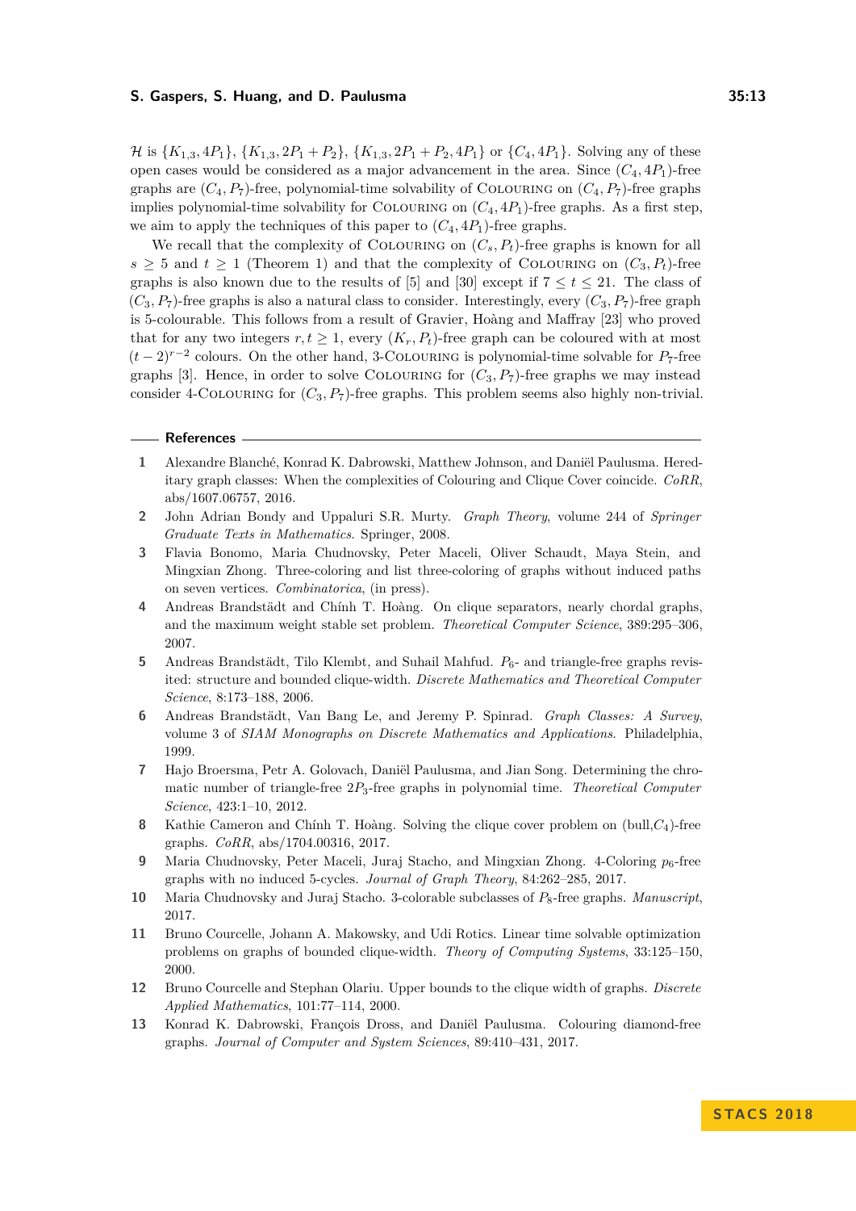$\mathcal{H}$ is $\{K_{1,3}, 4P_1\}$, $\{K_{1,3}, 2P_1 + P_2\}$, $\{K_{1,3}, 2P_1 + P_2, 4P_1\}$ or $\{C_4, 4P_1\}$. Solving any of these open cases would be considered as a major advancement in the area. Since $(C_4, 4P_1)$-free graphs are $(C_4, P_7)$-free, polynomial-time solvability of Colouring on $(C_4, P_7)$-free graphs implies polynomial-time solvability for Colouring on $(C_4, 4P_1)$-free graphs. As a first step, we aim to apply the techniques of this paper to $(C_4, 4P_1)$-free graphs.

We recall that the complexity of Colouring on $(C_s, P_t)$-free graphs is known for all $s \geq 5$ and $t \geq 1$ (Theorem 1) and that the complexity of Colouring on $(C_3, P_t)$-free graphs is also known due to the results of [5] and [30] except if $7 \leq t \leq 21$. The class of $(C_3, P_7)$-free graphs is also a natural class to consider. Interestingly, every $(C_3, P_7)$-free graph is 5-colourable. This follows from a result of Gravier, Hoàng and Maffray [23] who proved that for any two integers $r, t \geq 1$, every $(K_r, P_t)$-free graph can be coloured with at most $(t-2)^{r-2}$ colours. On the other hand, 3-Colouring is polynomial-time solvable for $P_7$-free graphs [3]. Hence, in order to solve Colouring for $(C_3, P_7)$-free graphs we may instead consider 4-Colouring for $(C_3, P_7)$-free graphs. This problem seems also highly non-trivial.

## References

1. Alexandre Blanché, Konrad K. Dabrowski, Matthew Johnson, and Daniël Paulusma. Hereditary graph classes: When the complexities of Colouring and Clique Cover coincide. *CoRR*, abs/1607.06757, 2016.
2. John Adrian Bondy and Uppaluri S.R. Murty. *Graph Theory*, volume 244 of *Springer Graduate Texts in Mathematics*. Springer, 2008.
3. Flavia Bonomo, Maria Chudnovsky, Peter Maceli, Oliver Schaudt, Maya Stein, and Mingxian Zhong. Three-coloring and list three-coloring of graphs without induced paths on seven vertices. *Combinatorica*, (in press).
4. Andreas Brandstädt and Chính T. Hoàng. On clique separators, nearly chordal graphs, and the maximum weight stable set problem. *Theoretical Computer Science*, 389:295–306, 2007.
5. Andreas Brandstädt, Tilo Klembt, and Suhail Mahfud. $P_6$- and triangle-free graphs revisited: structure and bounded clique-width. *Discrete Mathematics and Theoretical Computer Science*, 8:173–188, 2006.
6. Andreas Brandstädt, Van Bang Le, and Jeremy P. Spinrad. *Graph Classes: A Survey*, volume 3 of *SIAM Monographs on Discrete Mathematics and Applications*. Philadelphia, 1999.
7. Hajo Broersma, Petr A. Golovach, Daniël Paulusma, and Jian Song. Determining the chromatic number of triangle-free $2P_3$-free graphs in polynomial time. *Theoretical Computer Science*, 423:1–10, 2012.
8. Kathie Cameron and Chính T. Hoàng. Solving the clique cover problem on (bull,$C_4$)-free graphs. *CoRR*, abs/1704.00316, 2017.
9. Maria Chudnovsky, Peter Maceli, Juraj Stacho, and Mingxian Zhong. 4-Coloring $p_6$-free graphs with no induced 5-cycles. *Journal of Graph Theory*, 84:262–285, 2017.
10. Maria Chudnovsky and Juraj Stacho. 3-colorable subclasses of $P_8$-free graphs. *Manuscript*, 2017.
11. Bruno Courcelle, Johann A. Makowsky, and Udi Rotics. Linear time solvable optimization problems on graphs of bounded clique-width. *Theory of Computing Systems*, 33:125–150, 2000.
12. Bruno Courcelle and Stephan Olariu. Upper bounds to the clique width of graphs. *Discrete Applied Mathematics*, 101:77–114, 2000.
13. Konrad K. Dabrowski, François Dross, and Daniël Paulusma. Colouring diamond-free graphs. *Journal of Computer and System Sciences*, 89:410–431, 2017.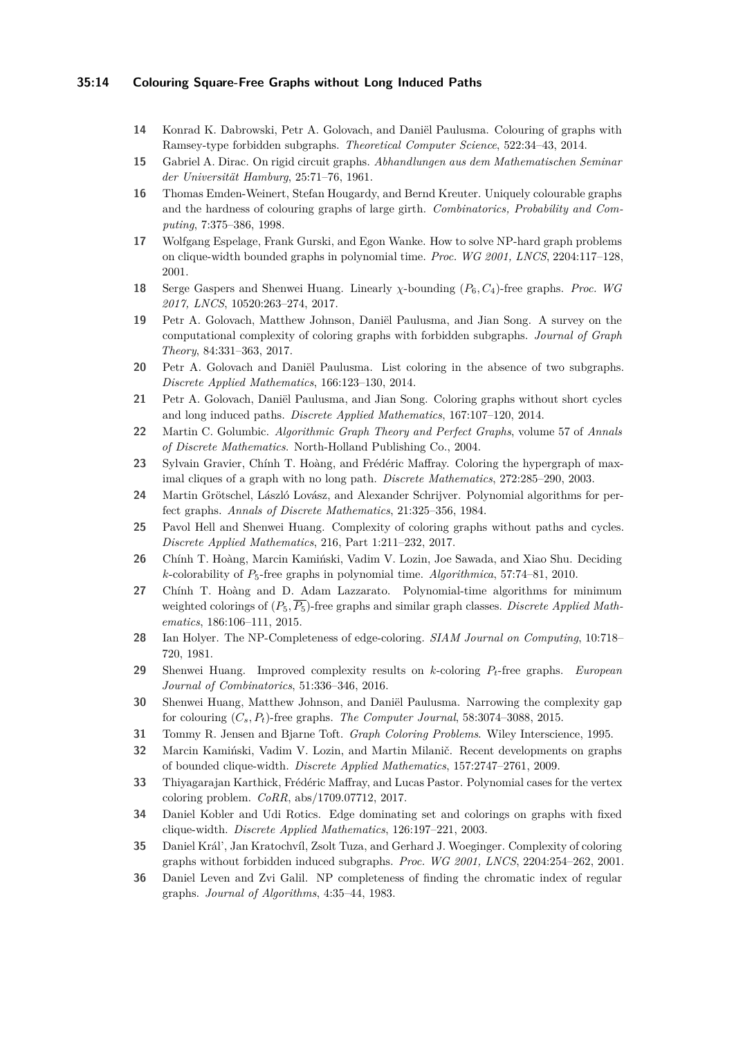14. Konrad K. Dabrowski, Petr A. Golovach, and Daniël Paulusma. Colouring of graphs with Ramsey-type forbidden subgraphs. *Theoretical Computer Science*, 522:34–43, 2014.
15. Gabriel A. Dirac. On rigid circuit graphs. *Abhandlungen aus dem Mathematischen Seminar der Universität Hamburg*, 25:71–76, 1961.
16. Thomas Emden-Weinert, Stefan Hougardy, and Bernd Kreuter. Uniquely colourable graphs and the hardness of colouring graphs of large girth. *Combinatorics, Probability and Computing*, 7:375–386, 1998.
17. Wolfgang Espelage, Frank Gurski, and Egon Wanke. How to solve NP-hard graph problems on clique-width bounded graphs in polynomial time. *Proc. WG 2001, LNCS*, 2204:117–128, 2001.
18. Serge Gaspers and Shenwei Huang. Linearly $\chi$-bounding $(P_6, C_4)$-free graphs. *Proc. WG 2017, LNCS*, 10520:263–274, 2017.
19. Petr A. Golovach, Matthew Johnson, Daniël Paulusma, and Jian Song. A survey on the computational complexity of coloring graphs with forbidden subgraphs. *Journal of Graph Theory*, 84:331–363, 2017.
20. Petr A. Golovach and Daniël Paulusma. List coloring in the absence of two subgraphs. *Discrete Applied Mathematics*, 166:123–130, 2014.
21. Petr A. Golovach, Daniël Paulusma, and Jian Song. Coloring graphs without short cycles and long induced paths. *Discrete Applied Mathematics*, 167:107–120, 2014.
22. Martin C. Golumbic. *Algorithmic Graph Theory and Perfect Graphs*, volume 57 of *Annals of Discrete Mathematics*. North-Holland Publishing Co., 2004.
23. Sylvain Gravier, Chính T. Hoàng, and Frédéric Maffray. Coloring the hypergraph of maximal cliques of a graph with no long path. *Discrete Mathematics*, 272:285–290, 2003.
24. Martin Grötschel, László Lovász, and Alexander Schrijver. Polynomial algorithms for perfect graphs. *Annals of Discrete Mathematics*, 21:325–356, 1984.
25. Pavol Hell and Shenwei Huang. Complexity of coloring graphs without paths and cycles. *Discrete Applied Mathematics*, 216, Part 1:211–232, 2017.
26. Chính T. Hoàng, Marcin Kamiński, Vadim V. Lozin, Joe Sawada, and Xiao Shu. Deciding $k$-colorability of $P_5$-free graphs in polynomial time. *Algorithmica*, 57:74–81, 2010.
27. Chính T. Hoàng and D. Adam Lazzarato. Polynomial-time algorithms for minimum weighted colorings of $(P_5, \overline{P_5})$-free graphs and similar graph classes. *Discrete Applied Mathematics*, 186:106–111, 2015.
28. Ian Holyer. The NP-Completeness of edge-coloring. *SIAM Journal on Computing*, 10:718–720, 1981.
29. Shenwei Huang. Improved complexity results on $k$-coloring $P_t$-free graphs. *European Journal of Combinatorics*, 51:336–346, 2016.
30. Shenwei Huang, Matthew Johnson, and Daniël Paulusma. Narrowing the complexity gap for colouring $(C_s, P_t)$-free graphs. *The Computer Journal*, 58:3074–3088, 2015.
31. Tommy R. Jensen and Bjarne Toft. *Graph Coloring Problems*. Wiley Interscience, 1995.
32. Marcin Kamiński, Vadim V. Lozin, and Martin Milanič. Recent developments on graphs of bounded clique-width. *Discrete Applied Mathematics*, 157:2747–2761, 2009.
33. Thiyagarajan Karthick, Frédéric Maffray, and Lucas Pastor. Polynomial cases for the vertex coloring problem. *CoRR*, abs/1709.07712, 2017.
34. Daniel Kobler and Udi Rotics. Edge dominating set and colorings on graphs with fixed clique-width. *Discrete Applied Mathematics*, 126:197–221, 2003.
35. Daniel Kráľ, Jan Kratochvíl, Zsolt Tuza, and Gerhard J. Woeginger. Complexity of coloring graphs without forbidden induced subgraphs. *Proc. WG 2001, LNCS*, 2204:254–262, 2001.
36. Daniel Leven and Zvi Galil. NP completeness of finding the chromatic index of regular graphs. *Journal of Algorithms*, 4:35–44, 1983.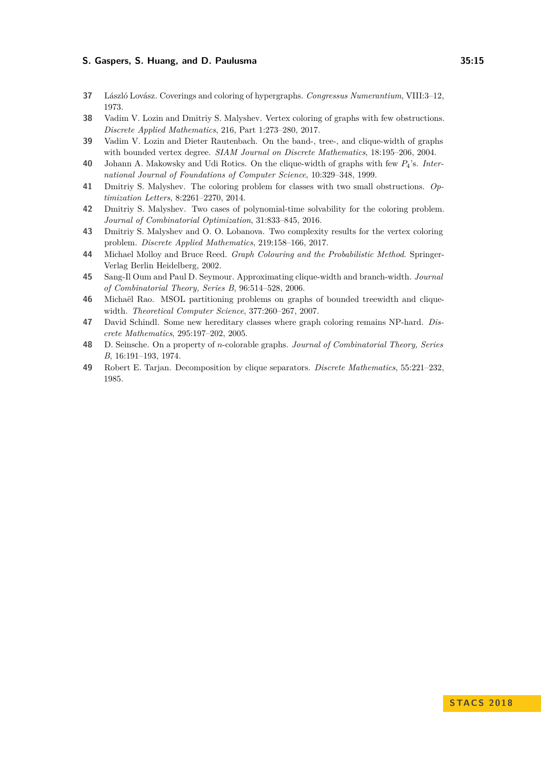37 László Lovász. Coverings and coloring of hypergraphs. *Congressus Numerantium*, VIII:3–12, 1973.

38 Vadim V. Lozin and Dmitriy S. Malyshev. Vertex coloring of graphs with few obstructions. *Discrete Applied Mathematics*, 216, Part 1:273–280, 2017.

39 Vadim V. Lozin and Dieter Rautenbach. On the band-, tree-, and clique-width of graphs with bounded vertex degree. *SIAM Journal on Discrete Mathematics*, 18:195–206, 2004.

40 Johann A. Makowsky and Udi Rotics. On the clique-width of graphs with few $P_4$'s. *International Journal of Foundations of Computer Science*, 10:329–348, 1999.

41 Dmitriy S. Malyshev. The coloring problem for classes with two small obstructions. *Optimization Letters*, 8:2261–2270, 2014.

42 Dmitriy S. Malyshev. Two cases of polynomial-time solvability for the coloring problem. *Journal of Combinatorial Optimization*, 31:833–845, 2016.

43 Dmitriy S. Malyshev and O. O. Lobanova. Two complexity results for the vertex coloring problem. *Discrete Applied Mathematics*, 219:158–166, 2017.

44 Michael Molloy and Bruce Reed. *Graph Colouring and the Probabilistic Method*. Springer-Verlag Berlin Heidelberg, 2002.

45 Sang-Il Oum and Paul D. Seymour. Approximating clique-width and branch-width. *Journal of Combinatorial Theory, Series B*, 96:514–528, 2006.

46 Michaël Rao. MSOL partitioning problems on graphs of bounded treewidth and clique-width. *Theoretical Computer Science*, 377:260–267, 2007.

47 David Schindl. Some new hereditary classes where graph coloring remains NP-hard. *Discrete Mathematics*, 295:197–202, 2005.

48 D. Seinsche. On a property of $n$-colorable graphs. *Journal of Combinatorial Theory, Series B*, 16:191–193, 1974.

49 Robert E. Tarjan. Decomposition by clique separators. *Discrete Mathematics*, 55:221–232, 1985.